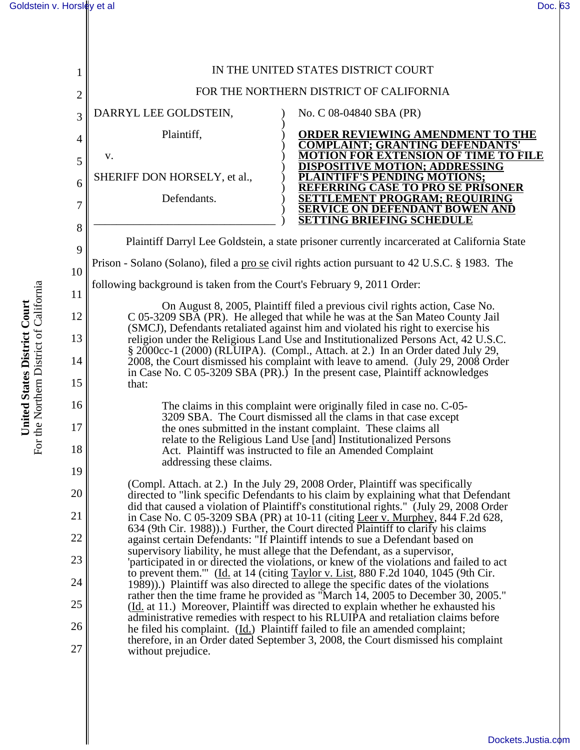IN THE UNITED STATES DISTRICT COURT

FOR THE NORTHERN DISTRICT OF CALIFORNIA

DARRYL LEE GOLDSTEIN,

Plaintiff,

v.

SHERIFF DON HORSELY, et al.,

Defendants.

No. C 08-04840 SBA (PR)

**ORDER REVIEWING AMENDMENT TO THE COMPLAINT; GRANTING DEFENDANTS' MOTION FOR EXTENSION OF TIME TO FILE DISPOSITIVE MOTION; ADDRESSING PLAINTIFF'S PENDING MOTIONS; REFERRING CASE TO PRO SE PRISONER SETTLEMENT PROGRAM; REQUIRING SERVICE ON DEFENDANT BOWEN AND SETTING BRIEFING SCHEDULE**

Plaintiff Darryl Lee Goldstein, a state prisoner currently incarcerated at California State Prison - Solano (Solano), filed a pro se civil rights action pursuant to 42 U.S.C. § 1983. The following background is taken from the Court's February 9, 2011 Order:

> On August 8, 2005, Plaintiff filed a previous civil rights action, Case No. C 05-3209 SBA (PR). He alleged that while he was at the San Mateo County Jail (SMCJ), Defendants retaliated against him and violated his right to exercise his religion under the Religious Land Use and Institutionalized Persons Act, 42 U.S.C. § 2000cc-1 (2000) (RLUIPA). (Compl., Attach. at 2.) In an Order dated July 29, 2008, the Court dismissed his complaint with leave to amend. (July 29, 2008 Order in Case No. C 05-3209 SBA (PR).) In the present case, Plaintiff acknowledges that:
>
> > The claims in this complaint were originally filed in case no. C-05-3209 SBA. The Court dismissed all the clams in that case except the ones submitted in the instant complaint. These claims all relate to the Religious Land Use [and] Institutionalized Persons Act. Plaintiff was instructed to file an Amended Complaint addressing these claims.
>
> (Compl. Attach. at 2.) In the July 29, 2008 Order, Plaintiff was specifically directed to "link specific Defendants to his claim by explaining what that Defendant did that caused a violation of Plaintiff's constitutional rights." (July 29, 2008 Order in Case No. C 05-3209 SBA (PR) at 10-11 (citing Leer v. Murphey, 844 F.2d 628, 634 (9th Cir. 1988)).) Further, the Court directed Plaintiff to clarify his claims against certain Defendants: "If Plaintiff intends to sue a Defendant based on supervisory liability, he must allege that the Defendant, as a supervisor, 'participated in or directed the violations, or knew of the violations and failed to act to prevent them.'" (Id. at 14 (citing Taylor v. List, 880 F.2d 1040, 1045 (9th Cir. 1989)).) Plaintiff was also directed to allege the specific dates of the violations rather then the time frame he provided as "March 14, 2005 to December 30, 2005." (Id. at 11.) Moreover, Plaintiff was directed to explain whether he exhausted his administrative remedies with respect to his RLUIPA and retaliation claims before he filed his complaint. (Id.) Plaintiff failed to file an amended complaint; therefore, in an Order dated September 3, 2008, the Court dismissed his complaint without prejudice.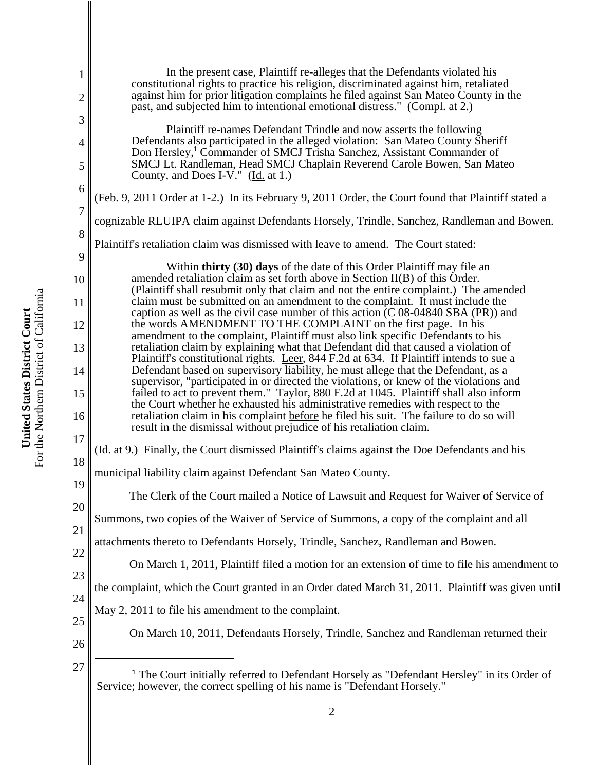> In the present case, Plaintiff re-alleges that the Defendants violated his constitutional rights to practice his religion, discriminated against him, retaliated against him for prior litigation complaints he filed against San Mateo County in the past, and subjected him to intentional emotional distress." (Compl. at 2.)
>
> Plaintiff re-names Defendant Trindle and now asserts the following Defendants also participated in the alleged violation: San Mateo County Sheriff Don Hersley,[1] Commander of SMCJ Trisha Sanchez, Assistant Commander of SMCJ Lt. Randleman, Head SMCJ Chaplain Reverend Carole Bowen, San Mateo County, and Does I-V." (Id. at 1.)

(Feb. 9, 2011 Order at 1-2.) In its February 9, 2011 Order, the Court found that Plaintiff stated a cognizable RLUIPA claim against Defendants Horsely, Trindle, Sanchez, Randleman and Bowen. Plaintiff's retaliation claim was dismissed with leave to amend. The Court stated:

> Within **thirty (30) days** of the date of this Order Plaintiff may file an amended retaliation claim as set forth above in Section II(B) of this Order. (Plaintiff shall resubmit only that claim and not the entire complaint.) The amended claim must be submitted on an amendment to the complaint. It must include the caption as well as the civil case number of this action (C 08-04840 SBA (PR)) and the words AMENDMENT TO THE COMPLAINT on the first page. In his amendment to the complaint, Plaintiff must also link specific Defendants to his retaliation claim by explaining what that Defendant did that caused a violation of Plaintiff's constitutional rights. Leer, 844 F.2d at 634. If Plaintiff intends to sue a Defendant based on supervisory liability, he must allege that the Defendant, as a supervisor, "participated in or directed the violations, or knew of the violations and failed to act to prevent them." Taylor, 880 F.2d at 1045. Plaintiff shall also inform the Court whether he exhausted his administrative remedies with respect to the retaliation claim in his complaint before he filed his suit. The failure to do so will result in the dismissal without prejudice of his retaliation claim.

(Id. at 9.) Finally, the Court dismissed Plaintiff's claims against the Doe Defendants and his municipal liability claim against Defendant San Mateo County.

The Clerk of the Court mailed a Notice of Lawsuit and Request for Waiver of Service of Summons, two copies of the Waiver of Service of Summons, a copy of the complaint and all attachments thereto to Defendants Horsely, Trindle, Sanchez, Randleman and Bowen.

On March 1, 2011, Plaintiff filed a motion for an extension of time to file his amendment to the complaint, which the Court granted in an Order dated March 31, 2011. Plaintiff was given until May 2, 2011 to file his amendment to the complaint.

On March 10, 2011, Defendants Horsely, Trindle, Sanchez and Randleman returned their

---

[1] The Court initially referred to Defendant Horsely as "Defendant Hersley" in its Order of Service; however, the correct spelling of his name is "Defendant Horsely."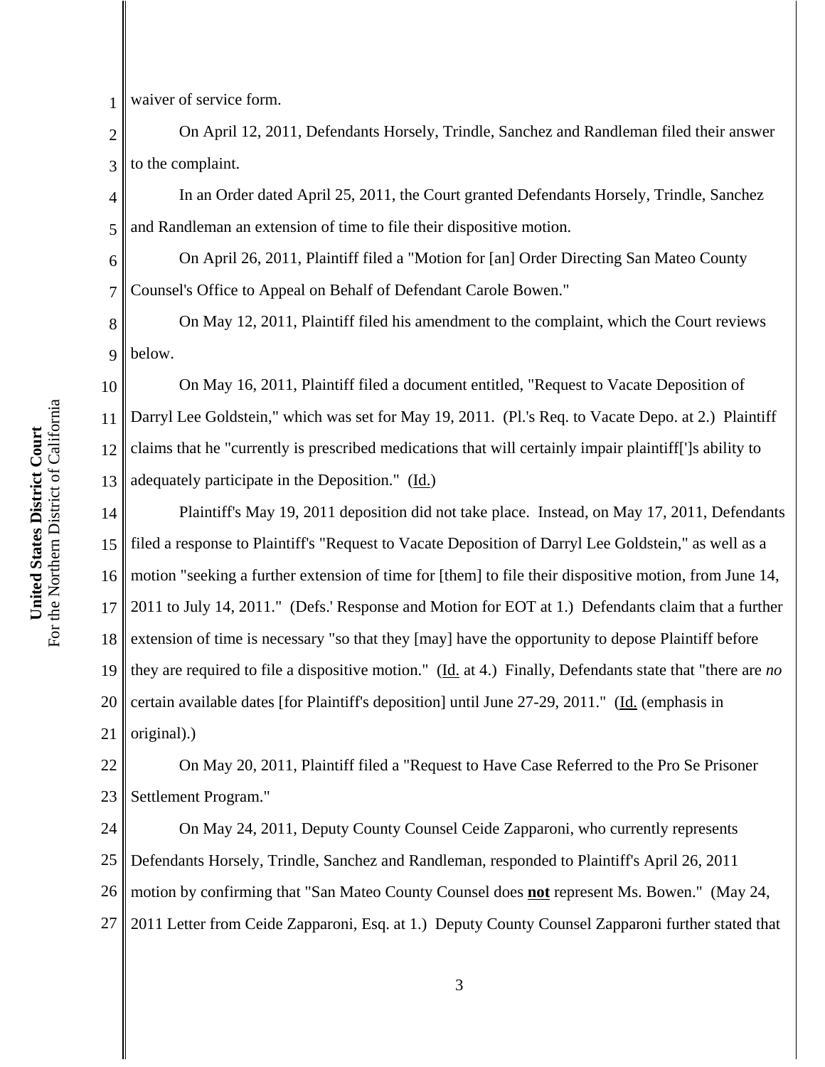waiver of service form.

On April 12, 2011, Defendants Horsely, Trindle, Sanchez and Randleman filed their answer to the complaint.

In an Order dated April 25, 2011, the Court granted Defendants Horsely, Trindle, Sanchez and Randleman an extension of time to file their dispositive motion.

On April 26, 2011, Plaintiff filed a "Motion for [an] Order Directing San Mateo County Counsel's Office to Appeal on Behalf of Defendant Carole Bowen."

On May 12, 2011, Plaintiff filed his amendment to the complaint, which the Court reviews below.

On May 16, 2011, Plaintiff filed a document entitled, "Request to Vacate Deposition of Darryl Lee Goldstein," which was set for May 19, 2011. (Pl.'s Req. to Vacate Depo. at 2.) Plaintiff claims that he "currently is prescribed medications that will certainly impair plaintiff[']s ability to adequately participate in the Deposition." (Id.)

Plaintiff's May 19, 2011 deposition did not take place. Instead, on May 17, 2011, Defendants filed a response to Plaintiff's "Request to Vacate Deposition of Darryl Lee Goldstein," as well as a motion "seeking a further extension of time for [them] to file their dispositive motion, from June 14, 2011 to July 14, 2011." (Defs.' Response and Motion for EOT at 1.) Defendants claim that a further extension of time is necessary "so that they [may] have the opportunity to depose Plaintiff before they are required to file a dispositive motion." (Id. at 4.) Finally, Defendants state that "there are *no* certain available dates [for Plaintiff's deposition] until June 27-29, 2011." (Id. (emphasis in original).)

On May 20, 2011, Plaintiff filed a "Request to Have Case Referred to the Pro Se Prisoner Settlement Program."

On May 24, 2011, Deputy County Counsel Ceide Zapparoni, who currently represents Defendants Horsely, Trindle, Sanchez and Randleman, responded to Plaintiff's April 26, 2011 motion by confirming that "San Mateo County Counsel does **not** represent Ms. Bowen." (May 24, 2011 Letter from Ceide Zapparoni, Esq. at 1.) Deputy County Counsel Zapparoni further stated that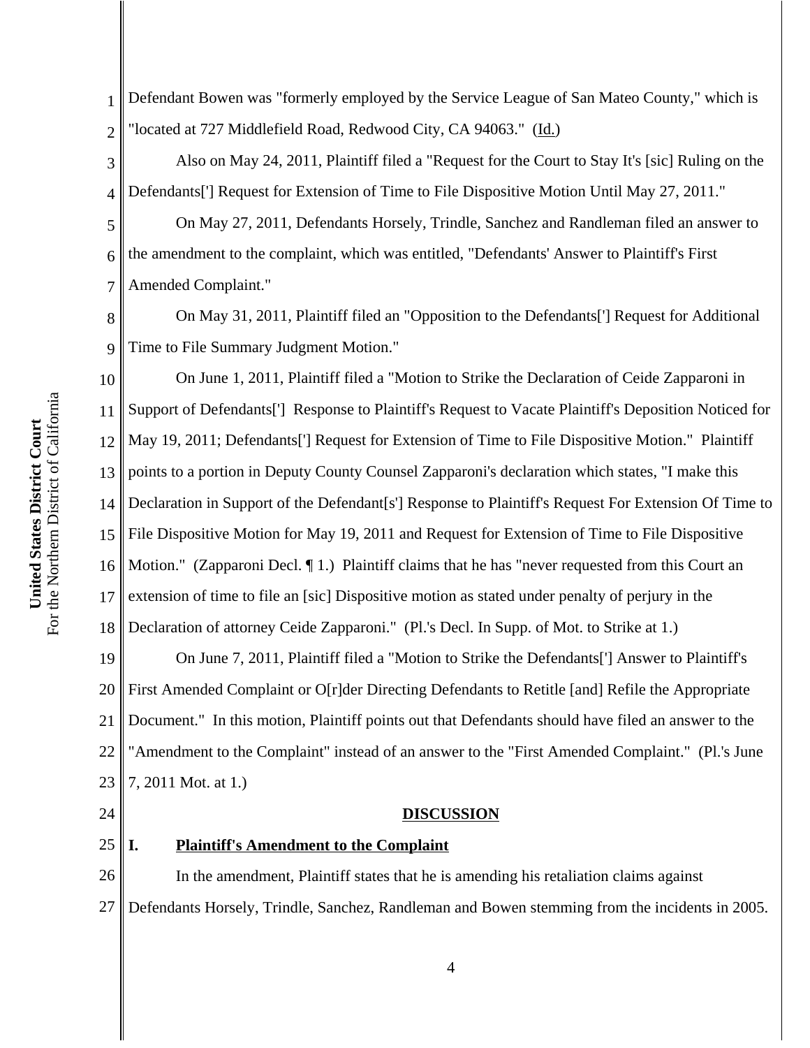Defendant Bowen was "formerly employed by the Service League of San Mateo County," which is "located at 727 Middlefield Road, Redwood City, CA 94063." (Id.)

Also on May 24, 2011, Plaintiff filed a "Request for the Court to Stay It's [sic] Ruling on the Defendants['] Request for Extension of Time to File Dispositive Motion Until May 27, 2011."

On May 27, 2011, Defendants Horsely, Trindle, Sanchez and Randleman filed an answer to the amendment to the complaint, which was entitled, "Defendants' Answer to Plaintiff's First Amended Complaint."

On May 31, 2011, Plaintiff filed an "Opposition to the Defendants['] Request for Additional Time to File Summary Judgment Motion."

On June 1, 2011, Plaintiff filed a "Motion to Strike the Declaration of Ceide Zapparoni in Support of Defendants['] Response to Plaintiff's Request to Vacate Plaintiff's Deposition Noticed for May 19, 2011; Defendants['] Request for Extension of Time to File Dispositive Motion." Plaintiff points to a portion in Deputy County Counsel Zapparoni's declaration which states, "I make this Declaration in Support of the Defendant[s'] Response to Plaintiff's Request For Extension Of Time to File Dispositive Motion for May 19, 2011 and Request for Extension of Time to File Dispositive Motion." (Zapparoni Decl. ¶ 1.) Plaintiff claims that he has "never requested from this Court an extension of time to file an [sic] Dispositive motion as stated under penalty of perjury in the Declaration of attorney Ceide Zapparoni." (Pl.'s Decl. In Supp. of Mot. to Strike at 1.)

On June 7, 2011, Plaintiff filed a "Motion to Strike the Defendants['] Answer to Plaintiff's First Amended Complaint or O[r]der Directing Defendants to Retitle [and] Refile the Appropriate Document." In this motion, Plaintiff points out that Defendants should have filed an answer to the "Amendment to the Complaint" instead of an answer to the "First Amended Complaint." (Pl.'s June 7, 2011 Mot. at 1.)

## DISCUSSION

### I. Plaintiff's Amendment to the Complaint

In the amendment, Plaintiff states that he is amending his retaliation claims against Defendants Horsely, Trindle, Sanchez, Randleman and Bowen stemming from the incidents in 2005.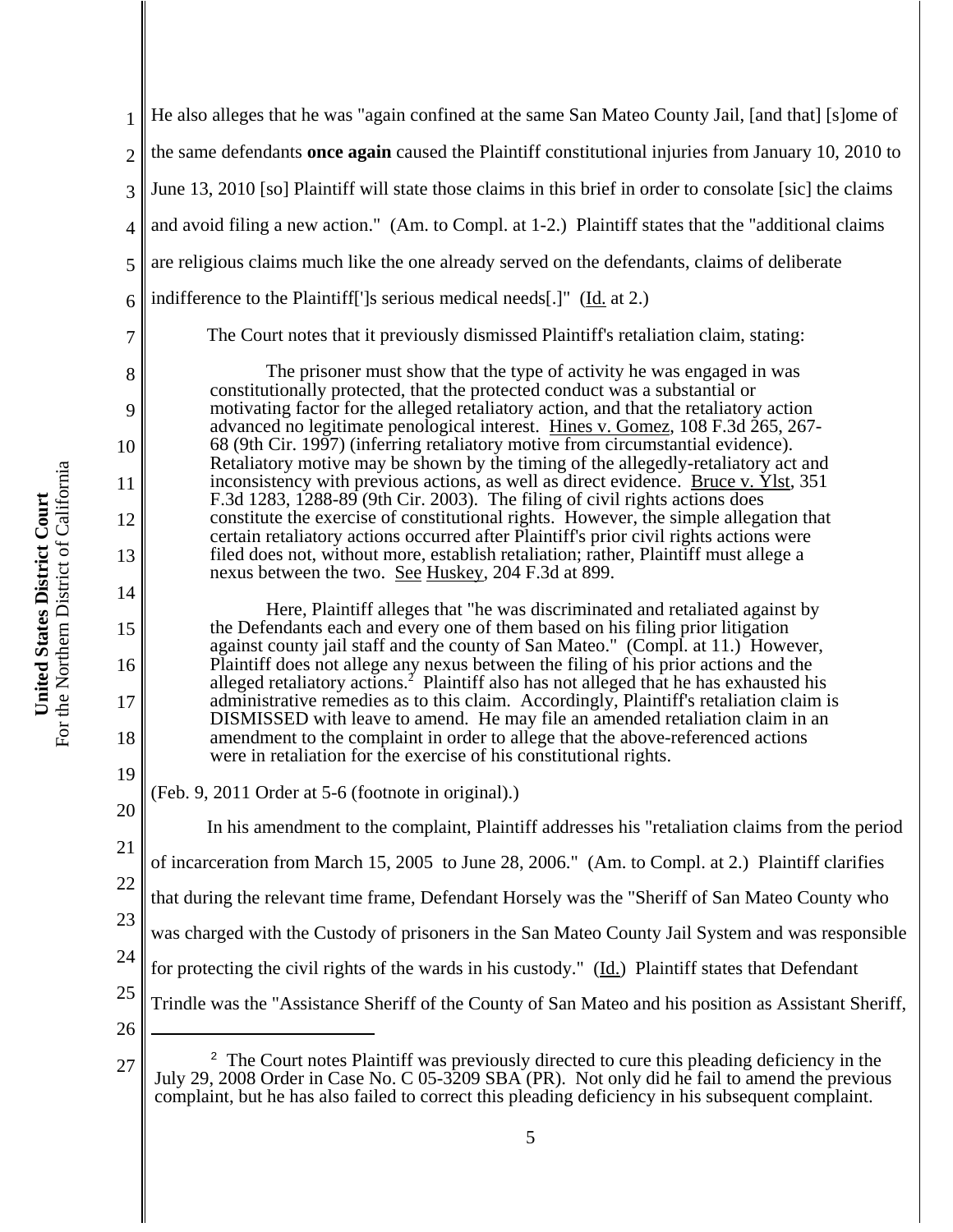He also alleges that he was "again confined at the same San Mateo County Jail, [and that] [s]ome of the same defendants **once again** caused the Plaintiff constitutional injuries from January 10, 2010 to June 13, 2010 [so] Plaintiff will state those claims in this brief in order to consolate [sic] the claims and avoid filing a new action." (Am. to Compl. at 1-2.) Plaintiff states that the "additional claims are religious claims much like the one already served on the defendants, claims of deliberate indifference to the Plaintiff[']s serious medical needs[.]" (Id. at 2.)

The Court notes that it previously dismissed Plaintiff's retaliation claim, stating:

> The prisoner must show that the type of activity he was engaged in was constitutionally protected, that the protected conduct was a substantial or motivating factor for the alleged retaliatory action, and that the retaliatory action advanced no legitimate penological interest. Hines v. Gomez, 108 F.3d 265, 267-68 (9th Cir. 1997) (inferring retaliatory motive from circumstantial evidence). Retaliatory motive may be shown by the timing of the allegedly-retaliatory act and inconsistency with previous actions, as well as direct evidence. Bruce v. Ylst, 351 F.3d 1283, 1288-89 (9th Cir. 2003). The filing of civil rights actions does constitute the exercise of constitutional rights. However, the simple allegation that certain retaliatory actions occurred after Plaintiff's prior civil rights actions were filed does not, without more, establish retaliation; rather, Plaintiff must allege a nexus between the two. See Huskey, 204 F.3d at 899.
>
> Here, Plaintiff alleges that "he was discriminated and retaliated against by the Defendants each and every one of them based on his filing prior litigation against county jail staff and the county of San Mateo." (Compl. at 11.) However, Plaintiff does not allege any nexus between the filing of his prior actions and the alleged retaliatory actions.[2] Plaintiff also has not alleged that he has exhausted his administrative remedies as to this claim. Accordingly, Plaintiff's retaliation claim is DISMISSED with leave to amend. He may file an amended retaliation claim in an amendment to the complaint in order to allege that the above-referenced actions were in retaliation for the exercise of his constitutional rights.

(Feb. 9, 2011 Order at 5-6 (footnote in original).)

In his amendment to the complaint, Plaintiff addresses his "retaliation claims from the period of incarceration from March 15, 2005 to June 28, 2006." (Am. to Compl. at 2.) Plaintiff clarifies that during the relevant time frame, Defendant Horsely was the "Sheriff of San Mateo County who was charged with the Custody of prisoners in the San Mateo County Jail System and was responsible for protecting the civil rights of the wards in his custody." (Id.) Plaintiff states that Defendant Trindle was the "Assistance Sheriff of the County of San Mateo and his position as Assistant Sheriff,

---

[2] The Court notes Plaintiff was previously directed to cure this pleading deficiency in the July 29, 2008 Order in Case No. C 05-3209 SBA (PR). Not only did he fail to amend the previous complaint, but he has also failed to correct this pleading deficiency in his subsequent complaint.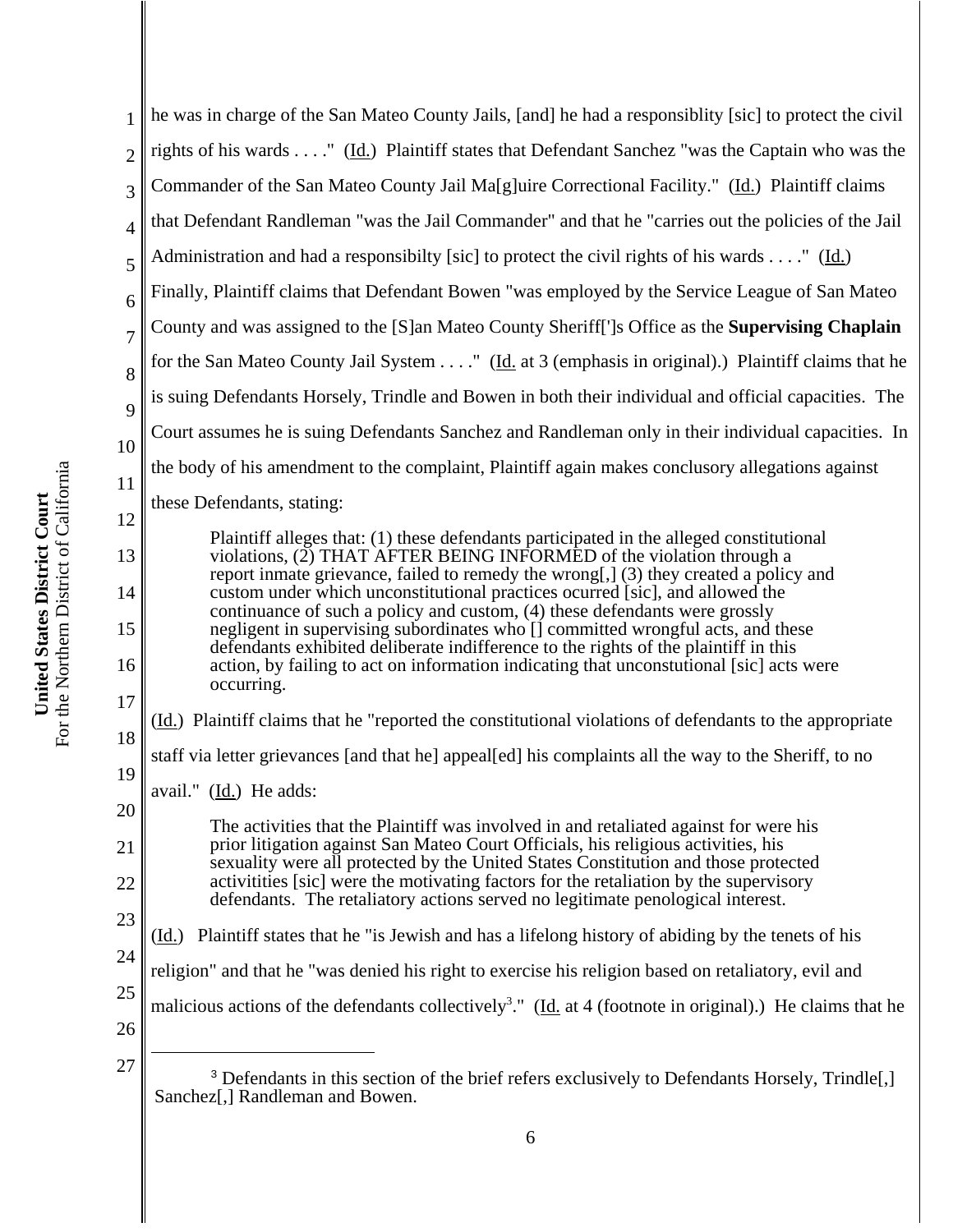he was in charge of the San Mateo County Jails, [and] he had a responsiblity [sic] to protect the civil rights of his wards . . . ." (Id.) Plaintiff states that Defendant Sanchez "was the Captain who was the Commander of the San Mateo County Jail Ma[g]uire Correctional Facility." (Id.) Plaintiff claims that Defendant Randleman "was the Jail Commander" and that he "carries out the policies of the Jail Administration and had a responsibilty [sic] to protect the civil rights of his wards . . . ." (Id.) Finally, Plaintiff claims that Defendant Bowen "was employed by the Service League of San Mateo County and was assigned to the [S]an Mateo County Sheriff[']s Office as the **Supervising Chaplain** for the San Mateo County Jail System . . . ." (Id. at 3 (emphasis in original).) Plaintiff claims that he is suing Defendants Horsely, Trindle and Bowen in both their individual and official capacities. The Court assumes he is suing Defendants Sanchez and Randleman only in their individual capacities. In the body of his amendment to the complaint, Plaintiff again makes conclusory allegations against these Defendants, stating:

> Plaintiff alleges that: (1) these defendants participated in the alleged constitutional violations, (2) THAT AFTER BEING INFORMED of the violation through a report inmate grievance, failed to remedy the wrong[,] (3) they created a policy and custom under which unconstitutional practices ocurred [sic], and allowed the continuance of such a policy and custom, (4) these defendants were grossly negligent in supervising subordinates who [] committed wrongful acts, and these defendants exhibited deliberate indifference to the rights of the plaintiff in this action, by failing to act on information indicating that unconstutional [sic] acts were occurring.

(Id.) Plaintiff claims that he "reported the constitutional violations of defendants to the appropriate staff via letter grievances [and that he] appeal[ed] his complaints all the way to the Sheriff, to no avail." (Id.) He adds:

> The activities that the Plaintiff was involved in and retaliated against for were his prior litigation against San Mateo Court Officials, his religious activities, his sexuality were all protected by the United States Constitution and those protected activitities [sic] were the motivating factors for the retaliation by the supervisory defendants. The retaliatory actions served no legitimate penological interest.

(Id.) Plaintiff states that he "is Jewish and has a lifelong history of abiding by the tenets of his religion" and that he "was denied his right to exercise his religion based on retaliatory, evil and malicious actions of the defendants collectively[3]." (Id. at 4 (footnote in original).) He claims that he

[3] Defendants in this section of the brief refers exclusively to Defendants Horsely, Trindle[,] Sanchez[,] Randleman and Bowen.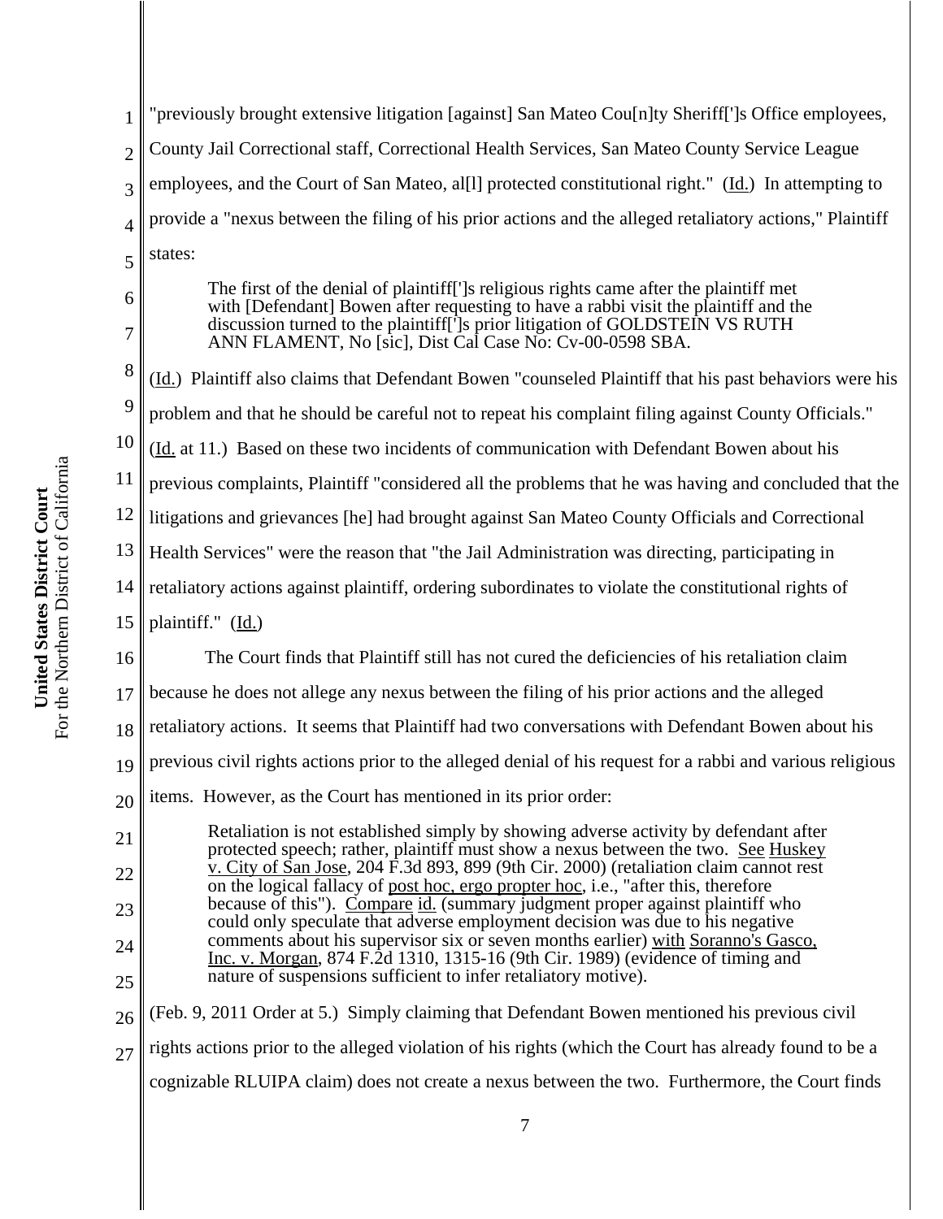"previously brought extensive litigation [against] San Mateo Cou[n]ty Sheriff[']s Office employees, County Jail Correctional staff, Correctional Health Services, San Mateo County Service League employees, and the Court of San Mateo, al[l] protected constitutional right." (Id.) In attempting to provide a "nexus between the filing of his prior actions and the alleged retaliatory actions," Plaintiff states:

> The first of the denial of plaintiff[']s religious rights came after the plaintiff met with [Defendant] Bowen after requesting to have a rabbi visit the plaintiff and the discussion turned to the plaintiff[']s prior litigation of GOLDSTEIN VS RUTH ANN FLAMENT, No [sic], Dist Cal Case No: Cv-00-0598 SBA.

(Id.) Plaintiff also claims that Defendant Bowen "counseled Plaintiff that his past behaviors were his problem and that he should be careful not to repeat his complaint filing against County Officials." (Id. at 11.) Based on these two incidents of communication with Defendant Bowen about his previous complaints, Plaintiff "considered all the problems that he was having and concluded that the litigations and grievances [he] had brought against San Mateo County Officials and Correctional Health Services" were the reason that "the Jail Administration was directing, participating in retaliatory actions against plaintiff, ordering subordinates to violate the constitutional rights of plaintiff." (Id.)

The Court finds that Plaintiff still has not cured the deficiencies of his retaliation claim because he does not allege any nexus between the filing of his prior actions and the alleged retaliatory actions. It seems that Plaintiff had two conversations with Defendant Bowen about his previous civil rights actions prior to the alleged denial of his request for a rabbi and various religious items. However, as the Court has mentioned in its prior order:

> Retaliation is not established simply by showing adverse activity by defendant after protected speech; rather, plaintiff must show a nexus between the two. See Huskey v. City of San Jose, 204 F.3d 893, 899 (9th Cir. 2000) (retaliation claim cannot rest on the logical fallacy of post hoc, ergo propter hoc, i.e., "after this, therefore because of this"). Compare id. (summary judgment proper against plaintiff who could only speculate that adverse employment decision was due to his negative comments about his supervisor six or seven months earlier) with Soranno's Gasco, Inc. v. Morgan, 874 F.2d 1310, 1315-16 (9th Cir. 1989) (evidence of timing and nature of suspensions sufficient to infer retaliatory motive).

(Feb. 9, 2011 Order at 5.) Simply claiming that Defendant Bowen mentioned his previous civil rights actions prior to the alleged violation of his rights (which the Court has already found to be a cognizable RLUIPA claim) does not create a nexus between the two. Furthermore, the Court finds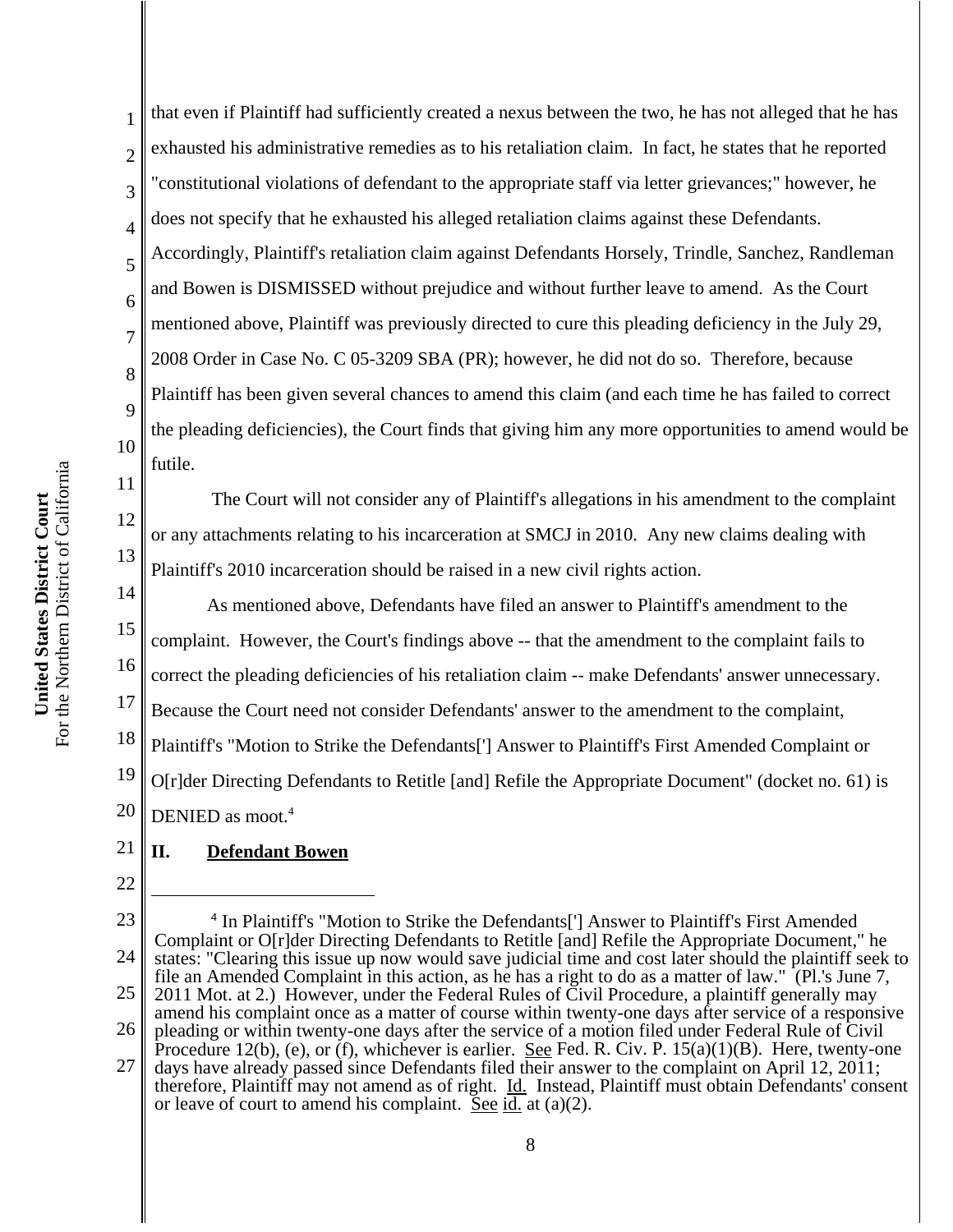that even if Plaintiff had sufficiently created a nexus between the two, he has not alleged that he has exhausted his administrative remedies as to his retaliation claim. In fact, he states that he reported "constitutional violations of defendant to the appropriate staff via letter grievances;" however, he does not specify that he exhausted his alleged retaliation claims against these Defendants. Accordingly, Plaintiff's retaliation claim against Defendants Horsely, Trindle, Sanchez, Randleman and Bowen is DISMISSED without prejudice and without further leave to amend. As the Court mentioned above, Plaintiff was previously directed to cure this pleading deficiency in the July 29, 2008 Order in Case No. C 05-3209 SBA (PR); however, he did not do so. Therefore, because Plaintiff has been given several chances to amend this claim (and each time he has failed to correct the pleading deficiencies), the Court finds that giving him any more opportunities to amend would be futile.

The Court will not consider any of Plaintiff's allegations in his amendment to the complaint or any attachments relating to his incarceration at SMCJ in 2010. Any new claims dealing with Plaintiff's 2010 incarceration should be raised in a new civil rights action.

As mentioned above, Defendants have filed an answer to Plaintiff's amendment to the complaint. However, the Court's findings above -- that the amendment to the complaint fails to correct the pleading deficiencies of his retaliation claim -- make Defendants' answer unnecessary. Because the Court need not consider Defendants' answer to the amendment to the complaint, Plaintiff's "Motion to Strike the Defendants['] Answer to Plaintiff's First Amended Complaint or O[r]der Directing Defendants to Retitle [and] Refile the Appropriate Document" (docket no. 61) is DENIED as moot.[4]

## II. Defendant Bowen

---

[4] In Plaintiff's "Motion to Strike the Defendants['] Answer to Plaintiff's First Amended Complaint or O[r]der Directing Defendants to Retitle [and] Refile the Appropriate Document," he states: "Clearing this issue up now would save judicial time and cost later should the plaintiff seek to file an Amended Complaint in this action, as he has a right to do as a matter of law." (Pl.'s June 7, 2011 Mot. at 2.) However, under the Federal Rules of Civil Procedure, a plaintiff generally may amend his complaint once as a matter of course within twenty-one days after service of a responsive pleading or within twenty-one days after the service of a motion filed under Federal Rule of Civil Procedure 12(b), (e), or (f), whichever is earlier. See Fed. R. Civ. P. 15(a)(1)(B). Here, twenty-one days have already passed since Defendants filed their answer to the complaint on April 12, 2011; therefore, Plaintiff may not amend as of right. Id. Instead, Plaintiff must obtain Defendants' consent or leave of court to amend his complaint. See id. at (a)(2).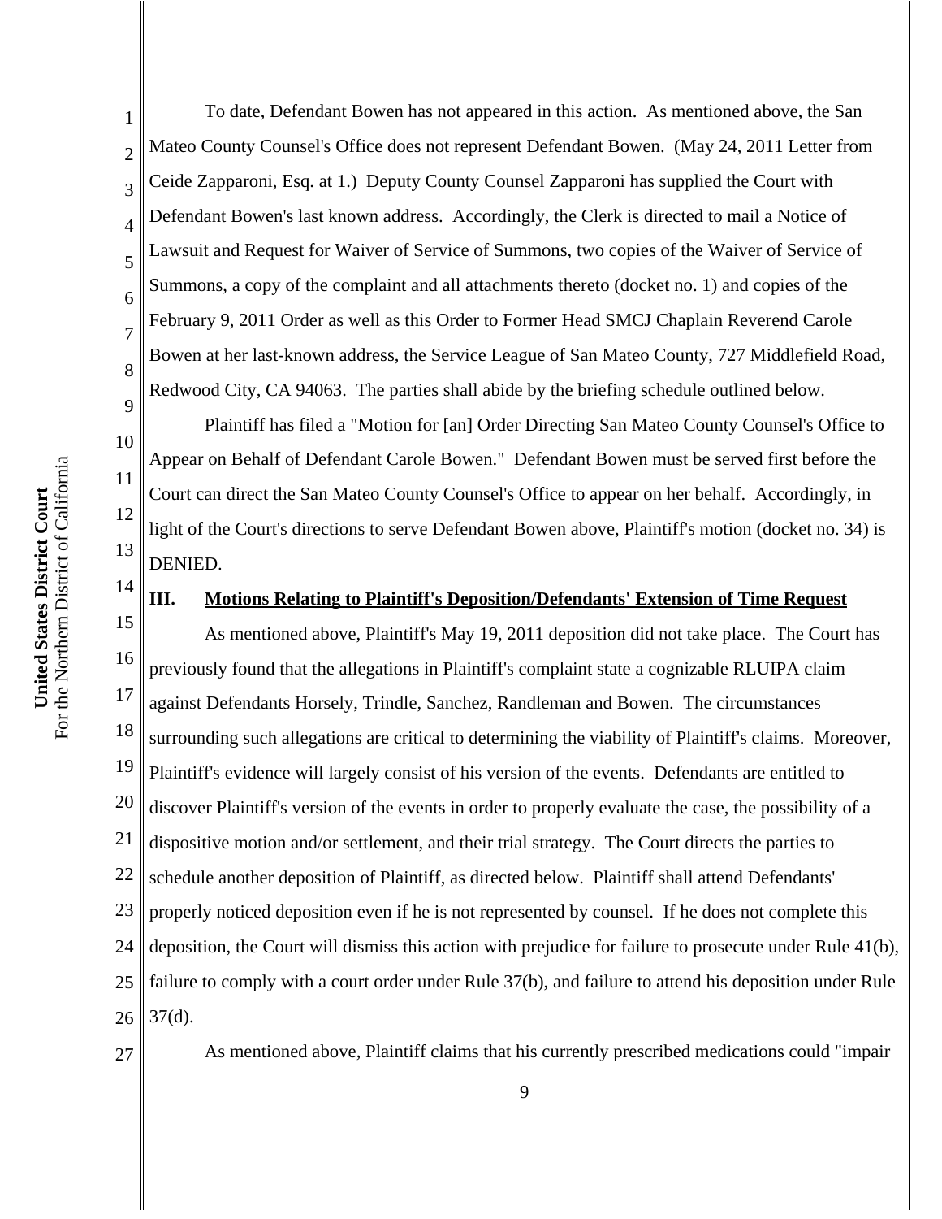To date, Defendant Bowen has not appeared in this action. As mentioned above, the San Mateo County Counsel's Office does not represent Defendant Bowen. (May 24, 2011 Letter from Ceide Zapparoni, Esq. at 1.) Deputy County Counsel Zapparoni has supplied the Court with Defendant Bowen's last known address. Accordingly, the Clerk is directed to mail a Notice of Lawsuit and Request for Waiver of Service of Summons, two copies of the Waiver of Service of Summons, a copy of the complaint and all attachments thereto (docket no. 1) and copies of the February 9, 2011 Order as well as this Order to Former Head SMCJ Chaplain Reverend Carole Bowen at her last-known address, the Service League of San Mateo County, 727 Middlefield Road, Redwood City, CA 94063. The parties shall abide by the briefing schedule outlined below.

Plaintiff has filed a "Motion for [an] Order Directing San Mateo County Counsel's Office to Appear on Behalf of Defendant Carole Bowen." Defendant Bowen must be served first before the Court can direct the San Mateo County Counsel's Office to appear on her behalf. Accordingly, in light of the Court's directions to serve Defendant Bowen above, Plaintiff's motion (docket no. 34) is DENIED.

## III. Motions Relating to Plaintiff's Deposition/Defendants' Extension of Time Request

As mentioned above, Plaintiff's May 19, 2011 deposition did not take place. The Court has previously found that the allegations in Plaintiff's complaint state a cognizable RLUIPA claim against Defendants Horsely, Trindle, Sanchez, Randleman and Bowen. The circumstances surrounding such allegations are critical to determining the viability of Plaintiff's claims. Moreover, Plaintiff's evidence will largely consist of his version of the events. Defendants are entitled to discover Plaintiff's version of the events in order to properly evaluate the case, the possibility of a dispositive motion and/or settlement, and their trial strategy. The Court directs the parties to schedule another deposition of Plaintiff, as directed below. Plaintiff shall attend Defendants' properly noticed deposition even if he is not represented by counsel. If he does not complete this deposition, the Court will dismiss this action with prejudice for failure to prosecute under Rule 41(b), failure to comply with a court order under Rule 37(b), and failure to attend his deposition under Rule 37(d).

As mentioned above, Plaintiff claims that his currently prescribed medications could "impair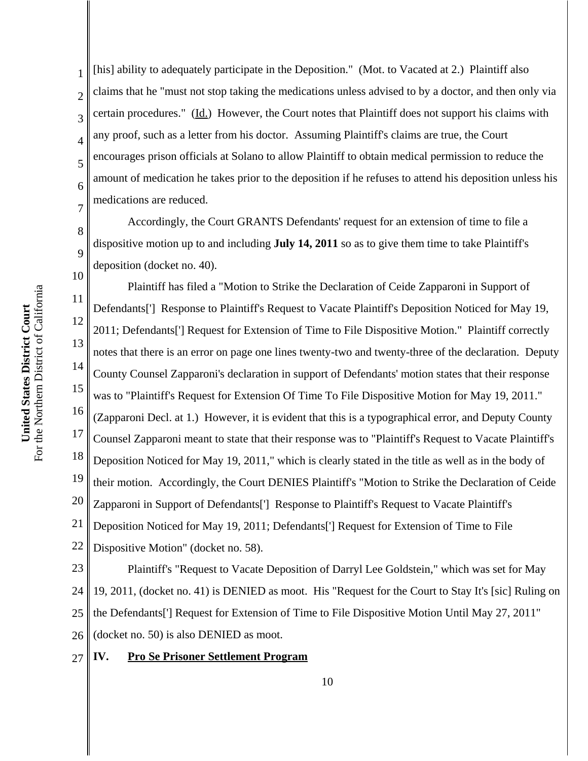[his] ability to adequately participate in the Deposition." (Mot. to Vacated at 2.) Plaintiff also claims that he "must not stop taking the medications unless advised to by a doctor, and then only via certain procedures." (Id.) However, the Court notes that Plaintiff does not support his claims with any proof, such as a letter from his doctor. Assuming Plaintiff's claims are true, the Court encourages prison officials at Solano to allow Plaintiff to obtain medical permission to reduce the amount of medication he takes prior to the deposition if he refuses to attend his deposition unless his medications are reduced.

Accordingly, the Court GRANTS Defendants' request for an extension of time to file a dispositive motion up to and including **July 14, 2011** so as to give them time to take Plaintiff's deposition (docket no. 40).

Plaintiff has filed a "Motion to Strike the Declaration of Ceide Zapparoni in Support of Defendants['] Response to Plaintiff's Request to Vacate Plaintiff's Deposition Noticed for May 19, 2011; Defendants['] Request for Extension of Time to File Dispositive Motion." Plaintiff correctly notes that there is an error on page one lines twenty-two and twenty-three of the declaration. Deputy County Counsel Zapparoni's declaration in support of Defendants' motion states that their response was to "Plaintiff's Request for Extension Of Time To File Dispositive Motion for May 19, 2011." (Zapparoni Decl. at 1.) However, it is evident that this is a typographical error, and Deputy County Counsel Zapparoni meant to state that their response was to "Plaintiff's Request to Vacate Plaintiff's Deposition Noticed for May 19, 2011," which is clearly stated in the title as well as in the body of their motion. Accordingly, the Court DENIES Plaintiff's "Motion to Strike the Declaration of Ceide Zapparoni in Support of Defendants['] Response to Plaintiff's Request to Vacate Plaintiff's Deposition Noticed for May 19, 2011; Defendants['] Request for Extension of Time to File Dispositive Motion" (docket no. 58).

Plaintiff's "Request to Vacate Deposition of Darryl Lee Goldstein," which was set for May 19, 2011, (docket no. 41) is DENIED as moot. His "Request for the Court to Stay It's [sic] Ruling on the Defendants['] Request for Extension of Time to File Dispositive Motion Until May 27, 2011" (docket no. 50) is also DENIED as moot.

## IV. Pro Se Prisoner Settlement Program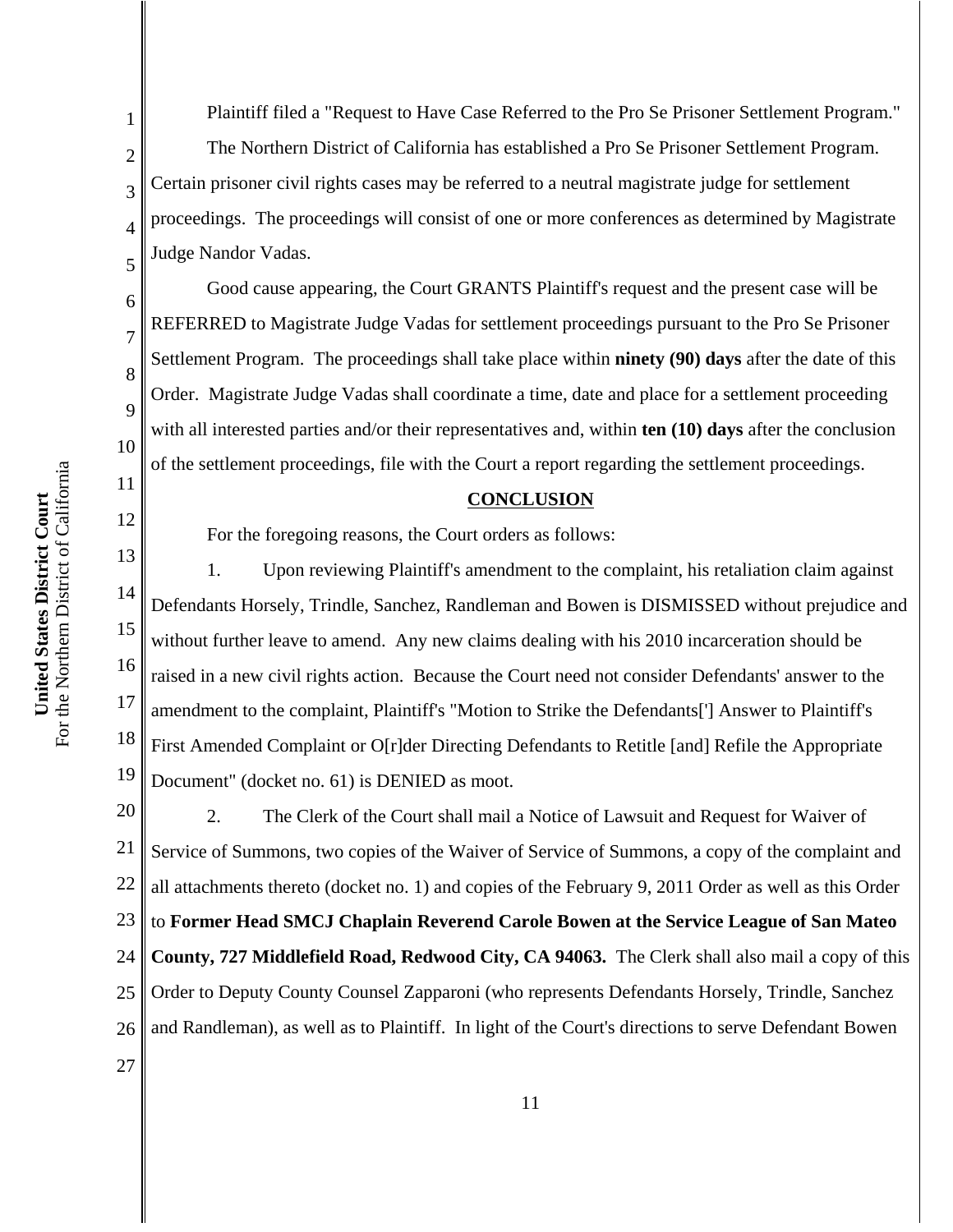Plaintiff filed a "Request to Have Case Referred to the Pro Se Prisoner Settlement Program."

The Northern District of California has established a Pro Se Prisoner Settlement Program. Certain prisoner civil rights cases may be referred to a neutral magistrate judge for settlement proceedings. The proceedings will consist of one or more conferences as determined by Magistrate Judge Nandor Vadas.

Good cause appearing, the Court GRANTS Plaintiff's request and the present case will be REFERRED to Magistrate Judge Vadas for settlement proceedings pursuant to the Pro Se Prisoner Settlement Program. The proceedings shall take place within **ninety (90) days** after the date of this Order. Magistrate Judge Vadas shall coordinate a time, date and place for a settlement proceeding with all interested parties and/or their representatives and, within **ten (10) days** after the conclusion of the settlement proceedings, file with the Court a report regarding the settlement proceedings.

## CONCLUSION

For the foregoing reasons, the Court orders as follows:

1. Upon reviewing Plaintiff's amendment to the complaint, his retaliation claim against Defendants Horsely, Trindle, Sanchez, Randleman and Bowen is DISMISSED without prejudice and without further leave to amend. Any new claims dealing with his 2010 incarceration should be raised in a new civil rights action. Because the Court need not consider Defendants' answer to the amendment to the complaint, Plaintiff's "Motion to Strike the Defendants['] Answer to Plaintiff's First Amended Complaint or O[r]der Directing Defendants to Retitle [and] Refile the Appropriate Document" (docket no. 61) is DENIED as moot.

2. The Clerk of the Court shall mail a Notice of Lawsuit and Request for Waiver of Service of Summons, two copies of the Waiver of Service of Summons, a copy of the complaint and all attachments thereto (docket no. 1) and copies of the February 9, 2011 Order as well as this Order to **Former Head SMCJ Chaplain Reverend Carole Bowen at the Service League of San Mateo County, 727 Middlefield Road, Redwood City, CA 94063.** The Clerk shall also mail a copy of this Order to Deputy County Counsel Zapparoni (who represents Defendants Horsely, Trindle, Sanchez and Randleman), as well as to Plaintiff. In light of the Court's directions to serve Defendant Bowen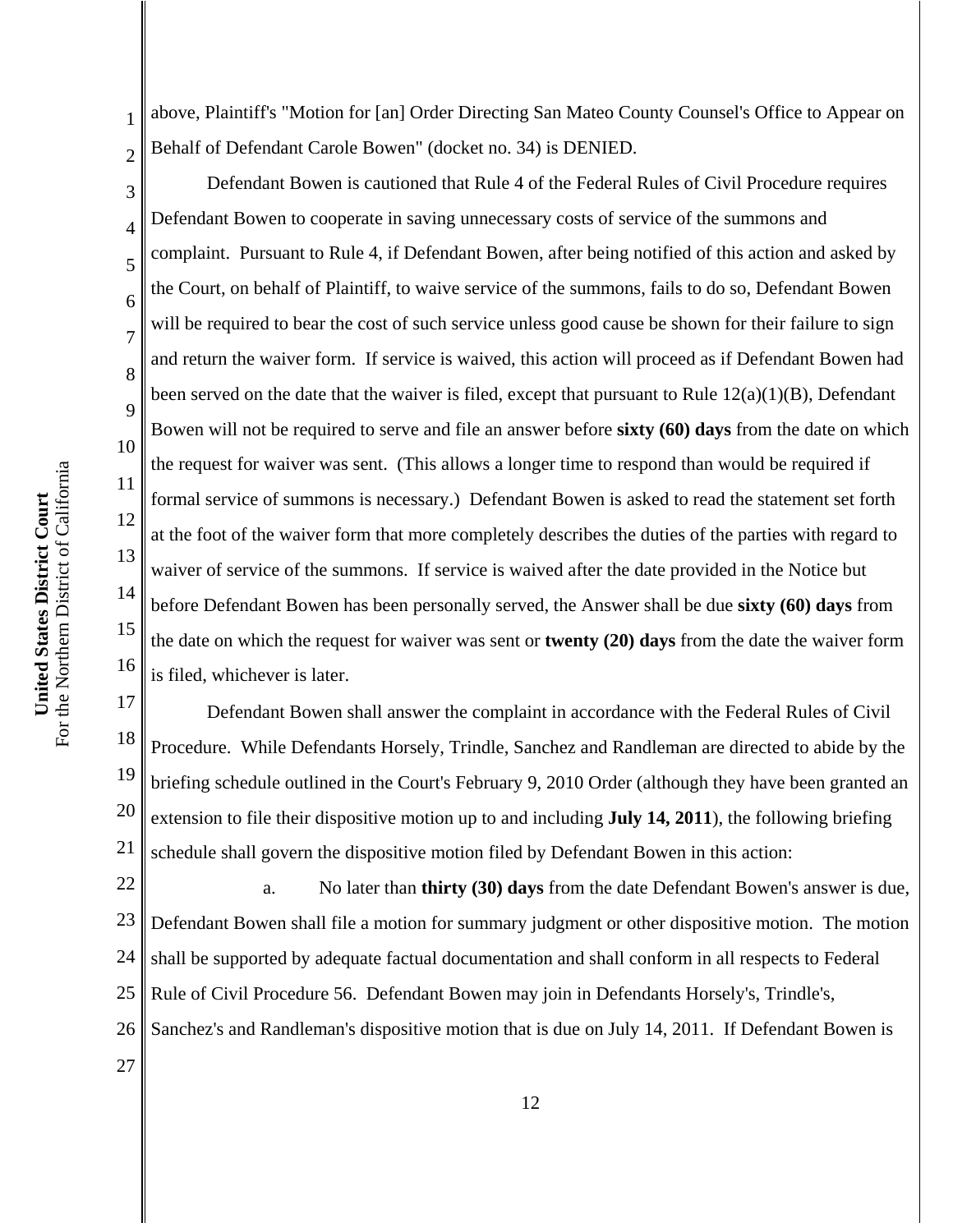above, Plaintiff's "Motion for [an] Order Directing San Mateo County Counsel's Office to Appear on Behalf of Defendant Carole Bowen" (docket no. 34) is DENIED.

Defendant Bowen is cautioned that Rule 4 of the Federal Rules of Civil Procedure requires Defendant Bowen to cooperate in saving unnecessary costs of service of the summons and complaint. Pursuant to Rule 4, if Defendant Bowen, after being notified of this action and asked by the Court, on behalf of Plaintiff, to waive service of the summons, fails to do so, Defendant Bowen will be required to bear the cost of such service unless good cause be shown for their failure to sign and return the waiver form. If service is waived, this action will proceed as if Defendant Bowen had been served on the date that the waiver is filed, except that pursuant to Rule 12(a)(1)(B), Defendant Bowen will not be required to serve and file an answer before **sixty (60) days** from the date on which the request for waiver was sent. (This allows a longer time to respond than would be required if formal service of summons is necessary.) Defendant Bowen is asked to read the statement set forth at the foot of the waiver form that more completely describes the duties of the parties with regard to waiver of service of the summons. If service is waived after the date provided in the Notice but before Defendant Bowen has been personally served, the Answer shall be due **sixty (60) days** from the date on which the request for waiver was sent or **twenty (20) days** from the date the waiver form is filed, whichever is later.

Defendant Bowen shall answer the complaint in accordance with the Federal Rules of Civil Procedure. While Defendants Horsely, Trindle, Sanchez and Randleman are directed to abide by the briefing schedule outlined in the Court's February 9, 2010 Order (although they have been granted an extension to file their dispositive motion up to and including **July 14, 2011**), the following briefing schedule shall govern the dispositive motion filed by Defendant Bowen in this action:

a. No later than **thirty (30) days** from the date Defendant Bowen's answer is due, Defendant Bowen shall file a motion for summary judgment or other dispositive motion. The motion shall be supported by adequate factual documentation and shall conform in all respects to Federal Rule of Civil Procedure 56. Defendant Bowen may join in Defendants Horsely's, Trindle's, Sanchez's and Randleman's dispositive motion that is due on July 14, 2011. If Defendant Bowen is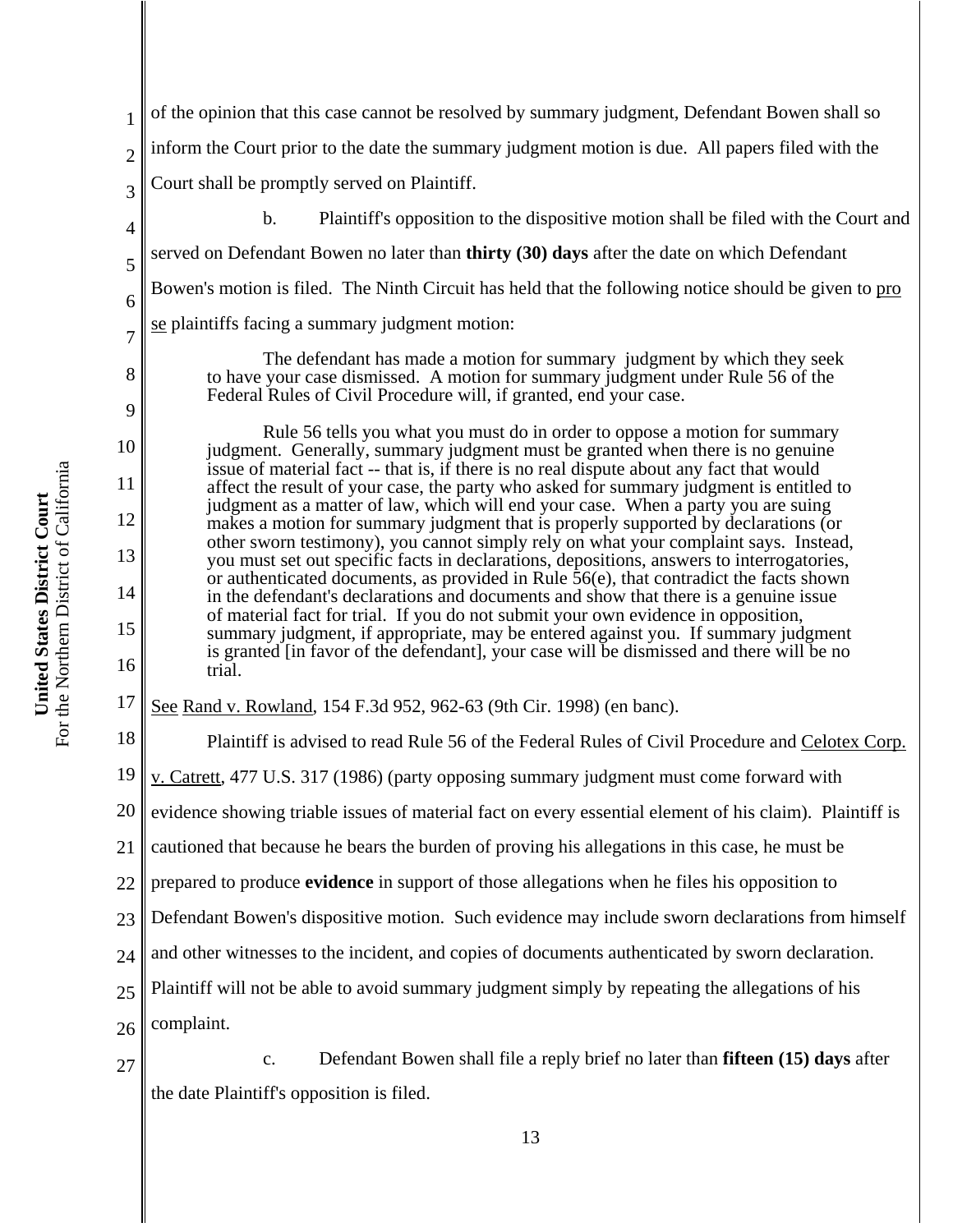of the opinion that this case cannot be resolved by summary judgment, Defendant Bowen shall so inform the Court prior to the date the summary judgment motion is due. All papers filed with the Court shall be promptly served on Plaintiff.

b. Plaintiff's opposition to the dispositive motion shall be filed with the Court and served on Defendant Bowen no later than **thirty (30) days** after the date on which Defendant Bowen's motion is filed. The Ninth Circuit has held that the following notice should be given to pro se plaintiffs facing a summary judgment motion:

> The defendant has made a motion for summary judgment by which they seek to have your case dismissed. A motion for summary judgment under Rule 56 of the Federal Rules of Civil Procedure will, if granted, end your case.
>
> Rule 56 tells you what you must do in order to oppose a motion for summary judgment. Generally, summary judgment must be granted when there is no genuine issue of material fact -- that is, if there is no real dispute about any fact that would affect the result of your case, the party who asked for summary judgment is entitled to judgment as a matter of law, which will end your case. When a party you are suing makes a motion for summary judgment that is properly supported by declarations (or other sworn testimony), you cannot simply rely on what your complaint says. Instead, you must set out specific facts in declarations, depositions, answers to interrogatories, or authenticated documents, as provided in Rule 56(e), that contradict the facts shown in the defendant's declarations and documents and show that there is a genuine issue of material fact for trial. If you do not submit your own evidence in opposition, summary judgment, if appropriate, may be entered against you. If summary judgment is granted [in favor of the defendant], your case will be dismissed and there will be no trial.

See Rand v. Rowland, 154 F.3d 952, 962-63 (9th Cir. 1998) (en banc).

Plaintiff is advised to read Rule 56 of the Federal Rules of Civil Procedure and Celotex Corp. v. Catrett, 477 U.S. 317 (1986) (party opposing summary judgment must come forward with evidence showing triable issues of material fact on every essential element of his claim). Plaintiff is cautioned that because he bears the burden of proving his allegations in this case, he must be prepared to produce **evidence** in support of those allegations when he files his opposition to Defendant Bowen's dispositive motion. Such evidence may include sworn declarations from himself and other witnesses to the incident, and copies of documents authenticated by sworn declaration. Plaintiff will not be able to avoid summary judgment simply by repeating the allegations of his complaint.

c. Defendant Bowen shall file a reply brief no later than **fifteen (15) days** after the date Plaintiff's opposition is filed.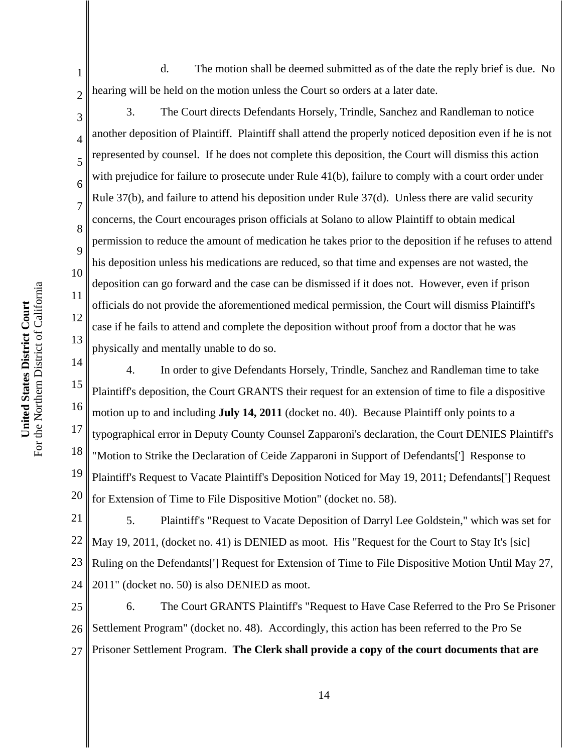d. The motion shall be deemed submitted as of the date the reply brief is due. No hearing will be held on the motion unless the Court so orders at a later date.

3. The Court directs Defendants Horsely, Trindle, Sanchez and Randleman to notice another deposition of Plaintiff. Plaintiff shall attend the properly noticed deposition even if he is not represented by counsel. If he does not complete this deposition, the Court will dismiss this action with prejudice for failure to prosecute under Rule 41(b), failure to comply with a court order under Rule 37(b), and failure to attend his deposition under Rule 37(d). Unless there are valid security concerns, the Court encourages prison officials at Solano to allow Plaintiff to obtain medical permission to reduce the amount of medication he takes prior to the deposition if he refuses to attend his deposition unless his medications are reduced, so that time and expenses are not wasted, the deposition can go forward and the case can be dismissed if it does not. However, even if prison officials do not provide the aforementioned medical permission, the Court will dismiss Plaintiff's case if he fails to attend and complete the deposition without proof from a doctor that he was physically and mentally unable to do so.

4. In order to give Defendants Horsely, Trindle, Sanchez and Randleman time to take Plaintiff's deposition, the Court GRANTS their request for an extension of time to file a dispositive motion up to and including **July 14, 2011** (docket no. 40). Because Plaintiff only points to a typographical error in Deputy County Counsel Zapparoni's declaration, the Court DENIES Plaintiff's "Motion to Strike the Declaration of Ceide Zapparoni in Support of Defendants['] Response to Plaintiff's Request to Vacate Plaintiff's Deposition Noticed for May 19, 2011; Defendants['] Request for Extension of Time to File Dispositive Motion" (docket no. 58).

5. Plaintiff's "Request to Vacate Deposition of Darryl Lee Goldstein," which was set for May 19, 2011, (docket no. 41) is DENIED as moot. His "Request for the Court to Stay It's [sic] Ruling on the Defendants['] Request for Extension of Time to File Dispositive Motion Until May 27, 2011" (docket no. 50) is also DENIED as moot.

6. The Court GRANTS Plaintiff's "Request to Have Case Referred to the Pro Se Prisoner Settlement Program" (docket no. 48). Accordingly, this action has been referred to the Pro Se Prisoner Settlement Program. **The Clerk shall provide a copy of the court documents that are**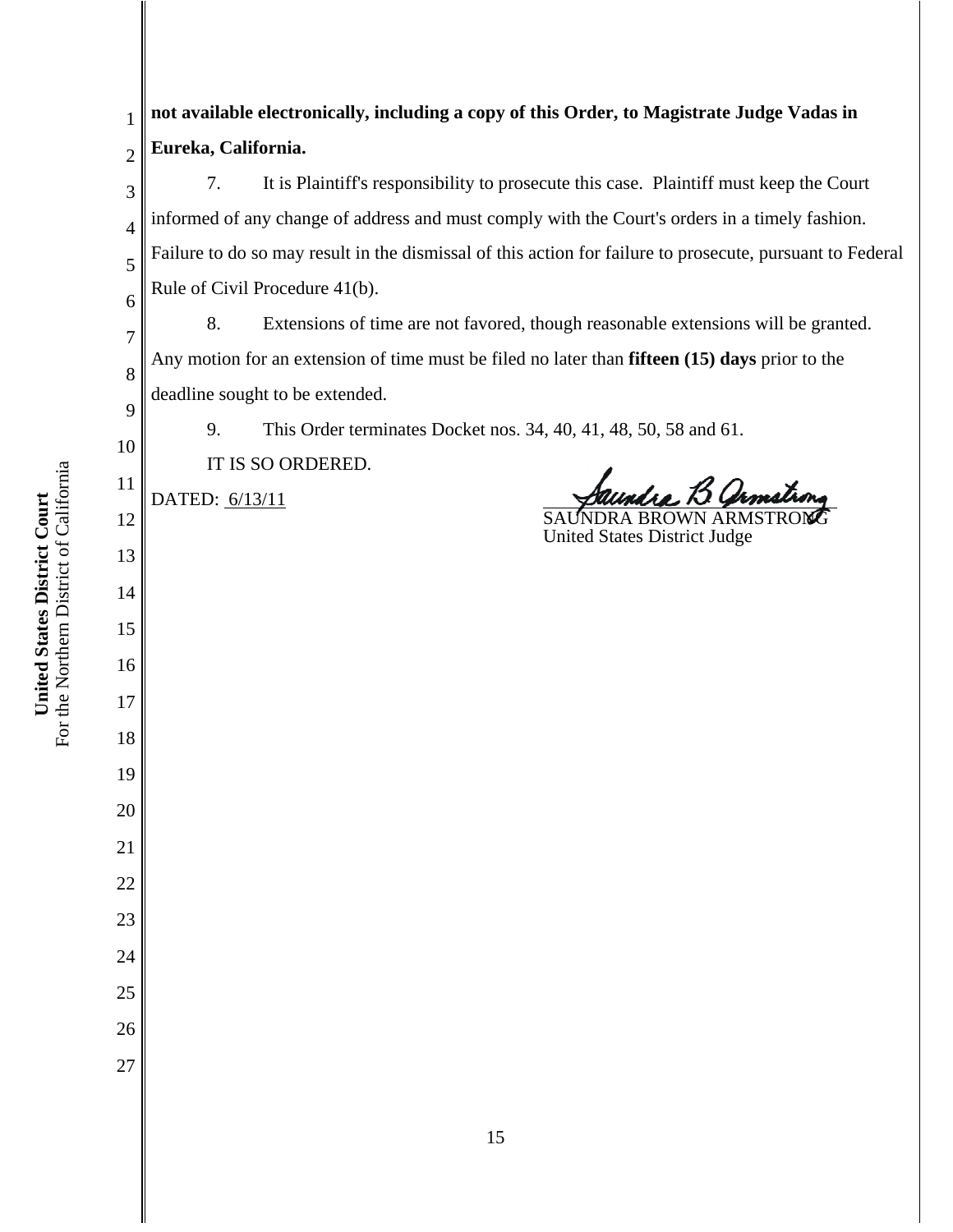**not available electronically, including a copy of this Order, to Magistrate Judge Vadas in Eureka, California.**

7. It is Plaintiff's responsibility to prosecute this case. Plaintiff must keep the Court informed of any change of address and must comply with the Court's orders in a timely fashion. Failure to do so may result in the dismissal of this action for failure to prosecute, pursuant to Federal Rule of Civil Procedure 41(b).

8. Extensions of time are not favored, though reasonable extensions will be granted. Any motion for an extension of time must be filed no later than **fifteen (15) days** prior to the deadline sought to be extended.

9. This Order terminates Docket nos. 34, 40, 41, 48, 50, 58 and 61.

IT IS SO ORDERED.

DATED: 6/13/11

SAUNDRA BROWN ARMSTRONG
United States District Judge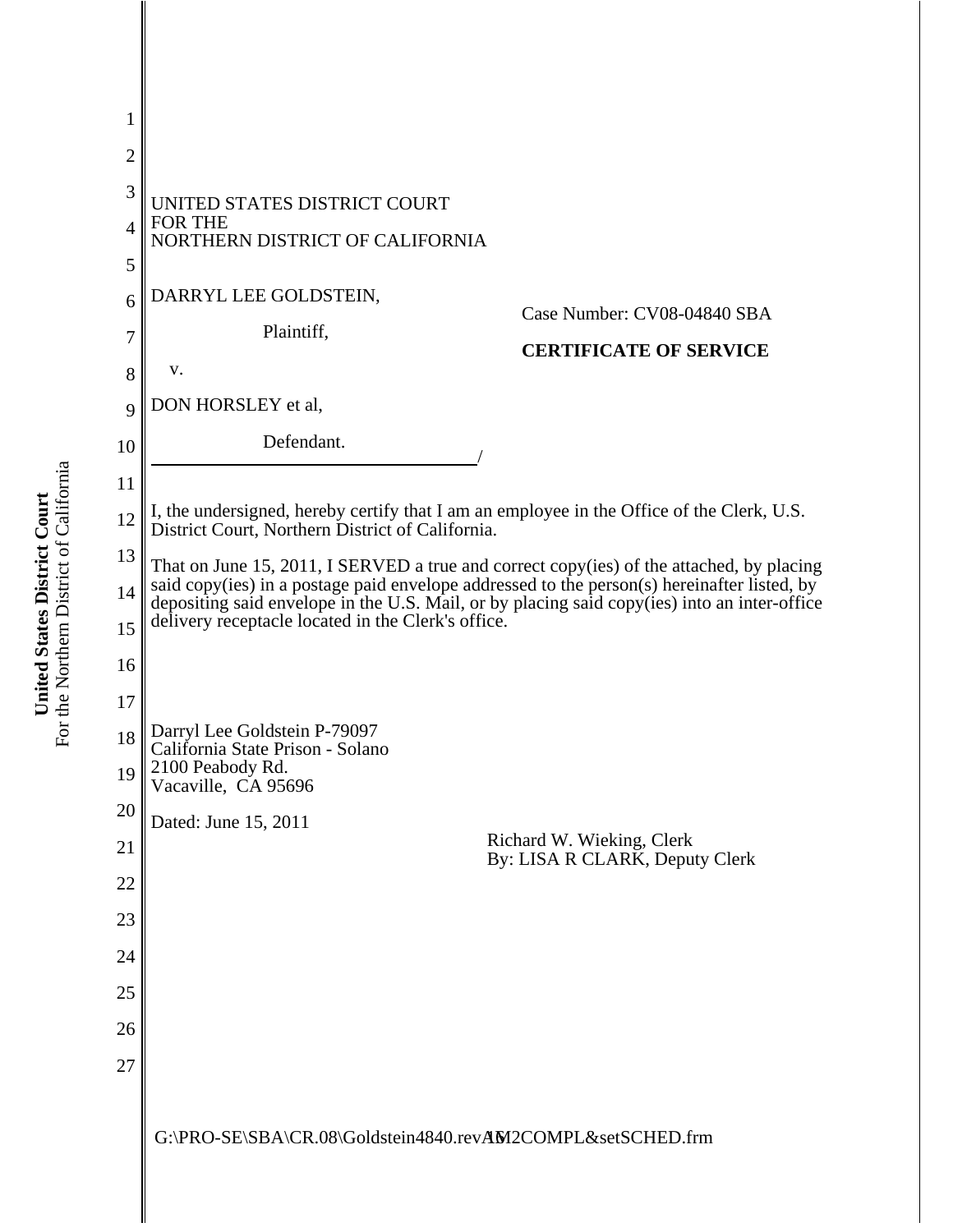UNITED STATES DISTRICT COURT
FOR THE
NORTHERN DISTRICT OF CALIFORNIA

DARRYL LEE GOLDSTEIN,

Plaintiff,

v.

DON HORSLEY et al,

Defendant.
/

Case Number: CV08-04840 SBA

**CERTIFICATE OF SERVICE**

I, the undersigned, hereby certify that I am an employee in the Office of the Clerk, U.S. District Court, Northern District of California.

That on June 15, 2011, I SERVED a true and correct copy(ies) of the attached, by placing said copy(ies) in a postage paid envelope addressed to the person(s) hereinafter listed, by depositing said envelope in the U.S. Mail, or by placing said copy(ies) into an inter-office delivery receptacle located in the Clerk's office.

Darryl Lee Goldstein P-79097
California State Prison - Solano
2100 Peabody Rd.
Vacaville, CA 95696

Dated: June 15, 2011

Richard W. Wieking, Clerk
By: LISA R CLARK, Deputy Clerk

G:\PRO-SE\SBA\CR.08\Goldstein4840.revAM2COMPL&setSCHED.frm